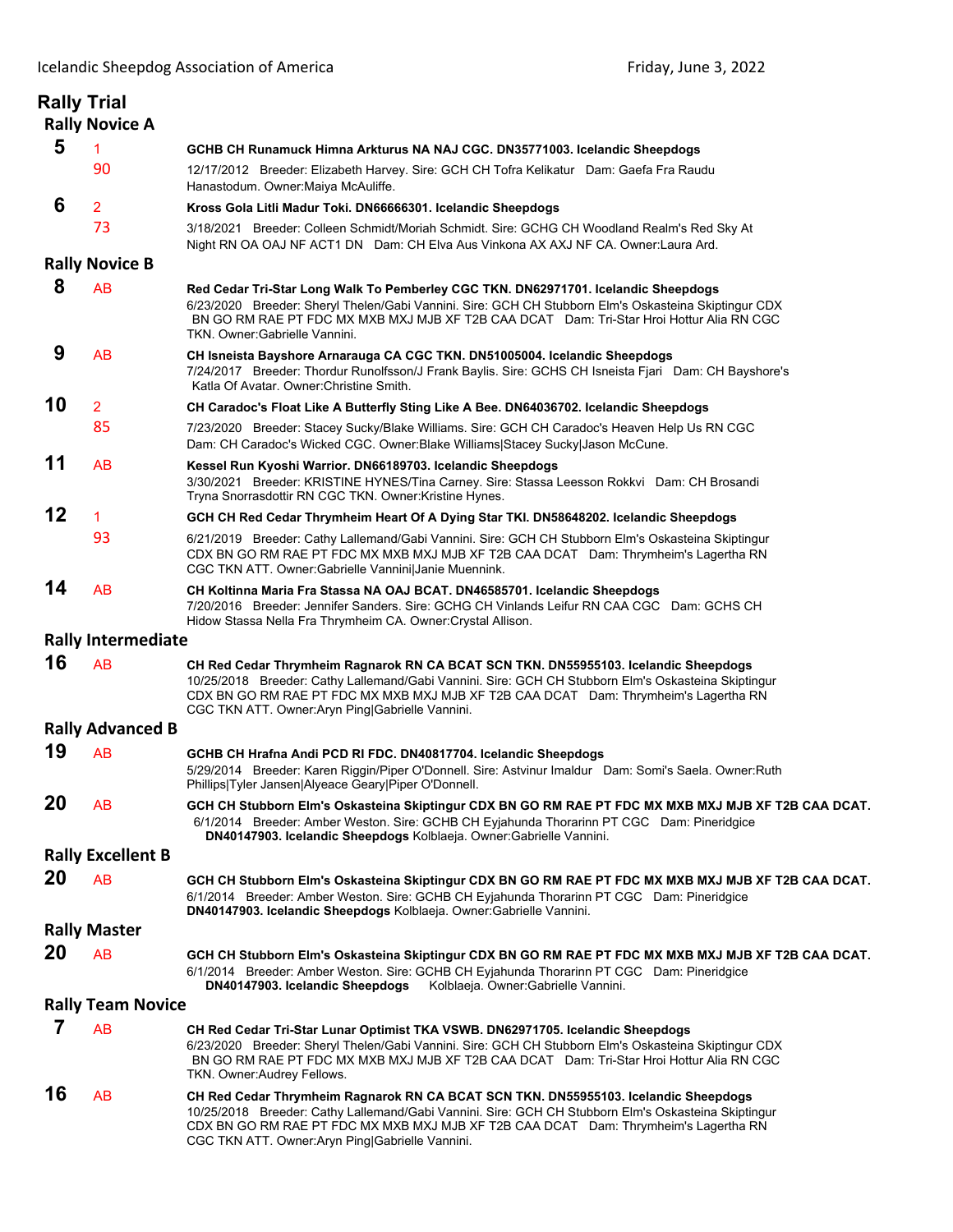Icelandic Sheepdog Association of America — Friday, June 3, 2022

# Rally Trial

## Rally Novice A

**5** — 1 — 90

**GCHB CH Runamuck Himna Arkturus NA NAJ CGC. DN35771003. Icelandic Sheepdogs**
12/17/2012 Breeder: Elizabeth Harvey. Sire: GCH CH Tofra Kelikatur Dam: Gaefa Fra Raudu Hanastodum. Owner:Maiya McAuliffe.

**6** — 2 — 73

**Kross Gola Litli Madur Toki. DN66666301. Icelandic Sheepdogs**
3/18/2021 Breeder: Colleen Schmidt/Moriah Schmidt. Sire: GCHG CH Woodland Realm's Red Sky At Night RN OA OAJ NF ACT1 DN Dam: CH Elva Aus Vinkona AX AXJ NF CA. Owner:Laura Ard.

## Rally Novice B

**8** — AB

**Red Cedar Tri-Star Long Walk To Pemberley CGC TKN. DN62971701. Icelandic Sheepdogs**
6/23/2020 Breeder: Sheryl Thelen/Gabi Vannini. Sire: GCH CH Stubborn Elm's Oskasteina Skiptingur CDX BN GO RM RAE PT FDC MX MXB MXJ MJB XF T2B CAA DCAT Dam: Tri-Star Hroi Hottur Alia RN CGC TKN. Owner:Gabrielle Vannini.

**9** — AB

**CH Isneista Bayshore Arnarauga CA CGC TKN. DN51005004. Icelandic Sheepdogs**
7/24/2017 Breeder: Thordur Runolfsson/J Frank Baylis. Sire: GCHS CH Isneista Fjari Dam: CH Bayshore's Katla Of Avatar. Owner:Christine Smith.

**10** — 2 — 85

**CH Caradoc's Float Like A Butterfly Sting Like A Bee. DN64036702. Icelandic Sheepdogs**
7/23/2020 Breeder: Stacey Sucky/Blake Williams. Sire: GCH CH Caradoc's Heaven Help Us RN CGC Dam: CH Caradoc's Wicked CGC. Owner:Blake Williams|Stacey Sucky|Jason McCune.

**11** — AB

**Kessel Run Kyoshi Warrior. DN66189703. Icelandic Sheepdogs**
3/30/2021 Breeder: KRISTINE HYNES/Tina Carney. Sire: Stassa Leesson Rokkvi Dam: CH Brosandi Tryna Snorrasdottir RN CGC TKN. Owner:Kristine Hynes.

**12** — 1 — 93

**GCH CH Red Cedar Thrymheim Heart Of A Dying Star TKI. DN58648202. Icelandic Sheepdogs**
6/21/2019 Breeder: Cathy Lallemand/Gabi Vannini. Sire: GCH CH Stubborn Elm's Oskasteina Skiptingur CDX BN GO RM RAE PT FDC MX MXB MXJ MJB XF T2B CAA DCAT Dam: Thrymheim's Lagertha RN CGC TKN ATT. Owner:Gabrielle Vannini|Janie Muennink.

**14** — AB

**CH Koltinna Maria Fra Stassa NA OAJ BCAT. DN46585701. Icelandic Sheepdogs**
7/20/2016 Breeder: Jennifer Sanders. Sire: GCHG CH Vinlands Leifur RN CAA CGC Dam: GCHS CH Hidow Stassa Nella Fra Thrymheim CA. Owner:Crystal Allison.

## Rally Intermediate

**16** — AB

**CH Red Cedar Thrymheim Ragnarok RN CA BCAT SCN TKN. DN55955103. Icelandic Sheepdogs**
10/25/2018 Breeder: Cathy Lallemand/Gabi Vannini. Sire: GCH CH Stubborn Elm's Oskasteina Skiptingur CDX BN GO RM RAE PT FDC MX MXB MXJ MJB XF T2B CAA DCAT Dam: Thrymheim's Lagertha RN CGC TKN ATT. Owner:Aryn Ping|Gabrielle Vannini.

## Rally Advanced B

**19** — AB

**GCHB CH Hrafna Andi PCD RI FDC. DN40817704. Icelandic Sheepdogs**
5/29/2014 Breeder: Karen Riggin/Piper O'Donnell. Sire: Astvinur Imaldur Dam: Somi's Saela. Owner:Ruth Phillips|Tyler Jansen|Alyeace Geary|Piper O'Donnell.

**20** — AB

**GCH CH Stubborn Elm's Oskasteina Skiptingur CDX BN GO RM RAE PT FDC MX MXB MXJ MJB XF T2B CAA DCAT.**
6/1/2014 Breeder: Amber Weston. Sire: GCHB CH Eyjahunda Thorarinn PT CGC Dam: Pineridgice Kolblaeja. **DN40147903. Icelandic Sheepdogs** Owner:Gabrielle Vannini.

## Rally Excellent B

**20** — AB

**GCH CH Stubborn Elm's Oskasteina Skiptingur CDX BN GO RM RAE PT FDC MX MXB MXJ MJB XF T2B CAA DCAT.**
6/1/2014 Breeder: Amber Weston. Sire: GCHB CH Eyjahunda Thorarinn PT CGC Dam: Pineridgice Kolblaeja. **DN40147903. Icelandic Sheepdogs** Owner:Gabrielle Vannini.

## Rally Master

**20** — AB

**GCH CH Stubborn Elm's Oskasteina Skiptingur CDX BN GO RM RAE PT FDC MX MXB MXJ MJB XF T2B CAA DCAT.**
6/1/2014 Breeder: Amber Weston. Sire: GCHB CH Eyjahunda Thorarinn PT CGC Dam: Pineridgice Kolblaeja. **DN40147903. Icelandic Sheepdogs** Owner:Gabrielle Vannini.

## Rally Team Novice

**7** — AB

**CH Red Cedar Tri-Star Lunar Optimist TKA VSWB. DN62971705. Icelandic Sheepdogs**
6/23/2020 Breeder: Sheryl Thelen/Gabi Vannini. Sire: GCH CH Stubborn Elm's Oskasteina Skiptingur CDX BN GO RM RAE PT FDC MX MXB MXJ MJB XF T2B CAA DCAT Dam: Tri-Star Hroi Hottur Alia RN CGC TKN. Owner:Audrey Fellows.

**16** — AB

**CH Red Cedar Thrymheim Ragnarok RN CA BCAT SCN TKN. DN55955103. Icelandic Sheepdogs**
10/25/2018 Breeder: Cathy Lallemand/Gabi Vannini. Sire: GCH CH Stubborn Elm's Oskasteina Skiptingur CDX BN GO RM RAE PT FDC MX MXB MXJ MJB XF T2B CAA DCAT Dam: Thrymheim's Lagertha RN CGC TKN ATT. Owner:Aryn Ping|Gabrielle Vannini.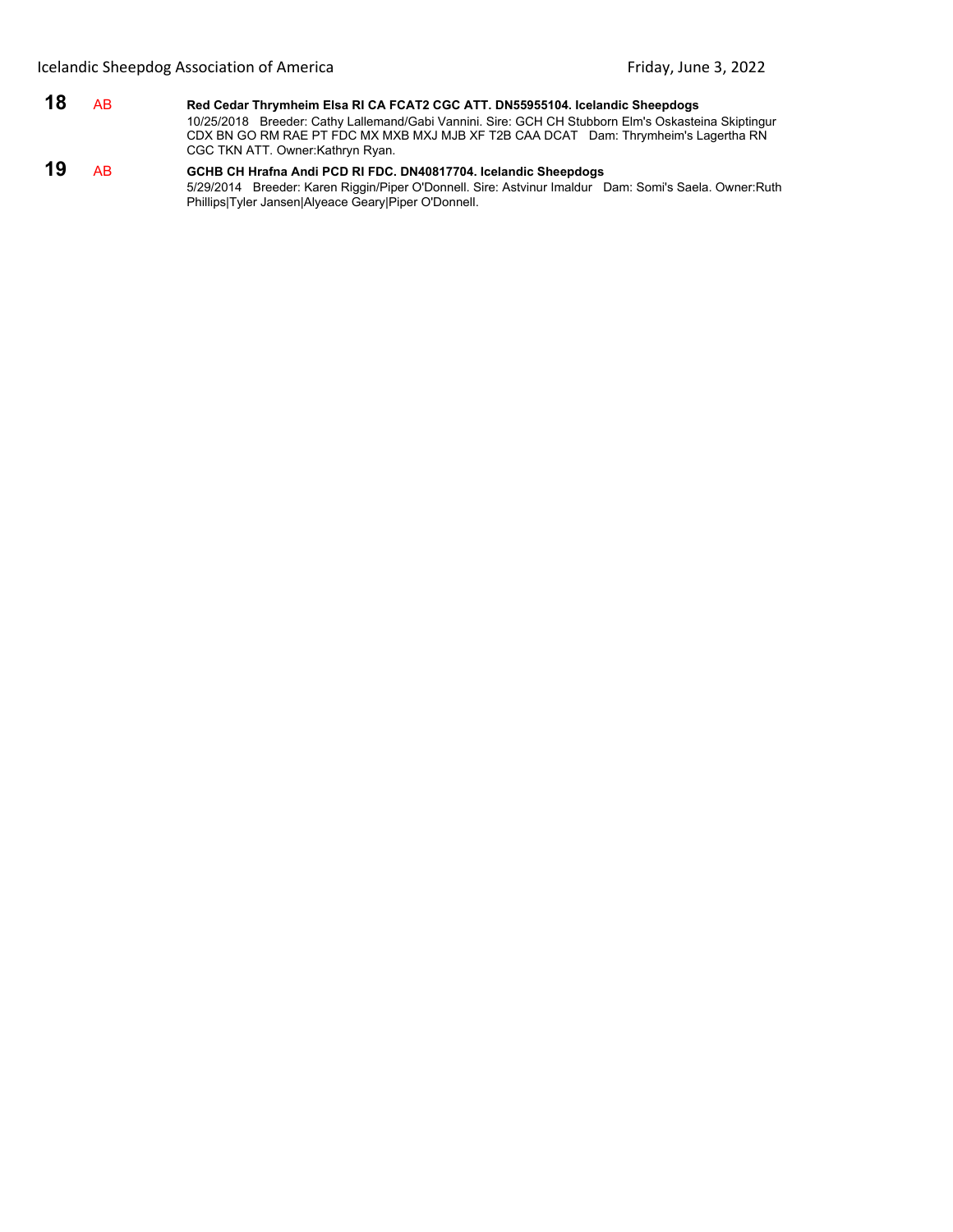**18** AB **Red Cedar Thrymheim Elsa RI CA FCAT2 CGC ATT. DN55955104. Icelandic Sheepdogs**
10/25/2018 Breeder: Cathy Lallemand/Gabi Vannini. Sire: GCH CH Stubborn Elm's Oskasteina Skiptingur CDX BN GO RM RAE PT FDC MX MXB MXJ MJB XF T2B CAA DCAT Dam: Thrymheim's Lagertha RN CGC TKN ATT. Owner:Kathryn Ryan.

**19** AB **GCHB CH Hrafna Andi PCD RI FDC. DN40817704. Icelandic Sheepdogs**
5/29/2014 Breeder: Karen Riggin/Piper O'Donnell. Sire: Astvinur Imaldur Dam: Somi's Saela. Owner:Ruth Phillips|Tyler Jansen|Alyeace Geary|Piper O'Donnell.